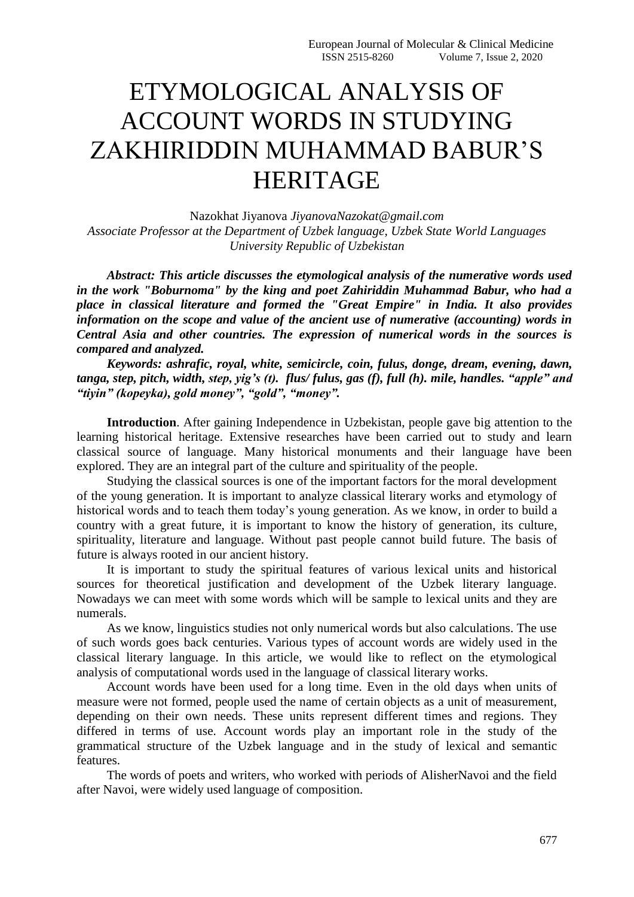# ETYMOLOGICAL ANALYSIS OF ACCOUNT WORDS IN STUDYING ZAKHIRIDDIN MUHAMMAD BABUR'S HERITAGE

Nazokhat Jiyanova *JiyanovaNazokat@gmail.com*

*Associate Professor at the Department of Uzbek language, Uzbek State World Languages University Republic of Uzbekistan*

***Abstract: This article discusses the etymological analysis of the numerative words used in the work "Boburnoma" by the king and poet Zahiriddin Muhammad Babur, who had a place in classical literature and formed the "Great Empire" in India. It also provides information on the scope and value of the ancient use of numerative (accounting) words in Central Asia and other countries. The expression of numerical words in the sources is compared and analyzed.***

***Keywords: ashrafic, royal, white, semicircle, coin, fulus, donge, dream, evening, dawn, tanga, step, pitch, width, step, yig's (t). flus/ fulus, gas (f), full (h). mile, handles. "apple" and "tiyin" (kopeyka), gold money", "gold", "money".***

**Introduction**. After gaining Independence in Uzbekistan, people gave big attention to the learning historical heritage. Extensive researches have been carried out to study and learn classical source of language. Many historical monuments and their language have been explored. They are an integral part of the culture and spirituality of the people.

Studying the classical sources is one of the important factors for the moral development of the young generation. It is important to analyze classical literary works and etymology of historical words and to teach them today's young generation. As we know, in order to build a country with a great future, it is important to know the history of generation, its culture, spirituality, literature and language. Without past people cannot build future. The basis of future is always rooted in our ancient history.

It is important to study the spiritual features of various lexical units and historical sources for theoretical justification and development of the Uzbek literary language. Nowadays we can meet with some words which will be sample to lexical units and they are numerals.

As we know, linguistics studies not only numerical words but also calculations. The use of such words goes back centuries. Various types of account words are widely used in the classical literary language. In this article, we would like to reflect on the etymological analysis of computational words used in the language of classical literary works.

Account words have been used for a long time. Even in the old days when units of measure were not formed, people used the name of certain objects as a unit of measurement, depending on their own needs. These units represent different times and regions. They differed in terms of use. Account words play an important role in the study of the grammatical structure of the Uzbek language and in the study of lexical and semantic features.

The words of poets and writers, who worked with periods of AlisherNavoi and the field after Navoi, were widely used language of composition.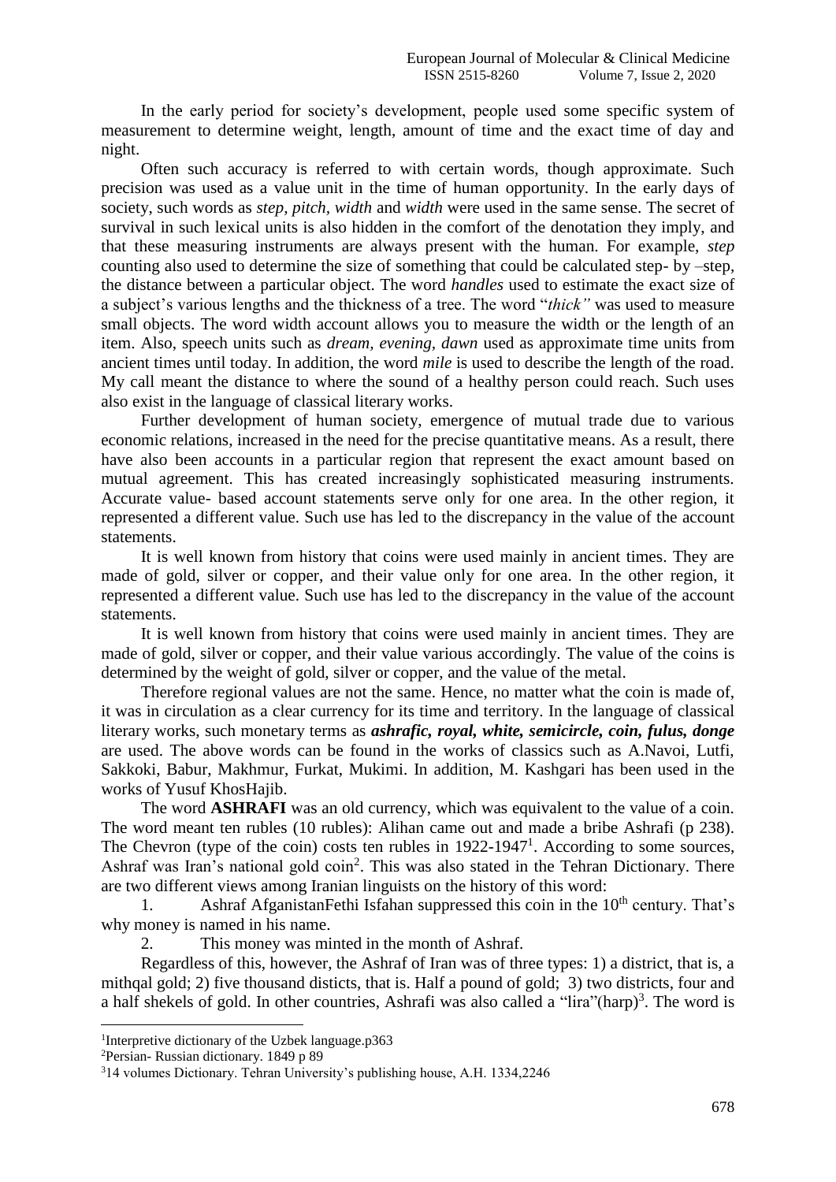In the early period for society's development, people used some specific system of measurement to determine weight, length, amount of time and the exact time of day and night.

Often such accuracy is referred to with certain words, though approximate. Such precision was used as a value unit in the time of human opportunity. In the early days of society, such words as *step, pitch, width* and *width* were used in the same sense. The secret of survival in such lexical units is also hidden in the comfort of the denotation they imply, and that these measuring instruments are always present with the human. For example, *step* counting also used to determine the size of something that could be calculated step- by –step, the distance between a particular object. The word *handles* used to estimate the exact size of a subject's various lengths and the thickness of a tree. The word "*thick"* was used to measure small objects. The word width account allows you to measure the width or the length of an item. Also, speech units such as *dream, evening, dawn* used as approximate time units from ancient times until today. In addition, the word *mile* is used to describe the length of the road. My call meant the distance to where the sound of a healthy person could reach. Such uses also exist in the language of classical literary works.

Further development of human society, emergence of mutual trade due to various economic relations, increased in the need for the precise quantitative means. As a result, there have also been accounts in a particular region that represent the exact amount based on mutual agreement. This has created increasingly sophisticated measuring instruments. Accurate value- based account statements serve only for one area. In the other region, it represented a different value. Such use has led to the discrepancy in the value of the account statements.

It is well known from history that coins were used mainly in ancient times. They are made of gold, silver or copper, and their value only for one area. In the other region, it represented a different value. Such use has led to the discrepancy in the value of the account statements.

It is well known from history that coins were used mainly in ancient times. They are made of gold, silver or copper, and their value various accordingly. The value of the coins is determined by the weight of gold, silver or copper, and the value of the metal.

Therefore regional values are not the same. Hence, no matter what the coin is made of, it was in circulation as a clear currency for its time and territory. In the language of classical literary works, such monetary terms as ***ashrafic, royal, white, semicircle, coin, fulus, donge*** are used. The above words can be found in the works of classics such as A.Navoi, Lutfi, Sakkoki, Babur, Makhmur, Furkat, Mukimi. In addition, M. Kashgari has been used in the works of Yusuf KhosHajib.

The word **ASHRAFI** was an old currency, which was equivalent to the value of a coin. The word meant ten rubles (10 rubles): Alihan came out and made a bribe Ashrafi (p 238). The Chevron (type of the coin) costs ten rubles in 1922-1947[1]. According to some sources, Ashraf was Iran's national gold coin[2]. This was also stated in the Tehran Dictionary. There are two different views among Iranian linguists on the history of this word:

1. Ashraf AfganistanFethi Isfahan suppressed this coin in the $10^{th}$ century. That's why money is named in his name.
2. This money was minted in the month of Ashraf.

Regardless of this, however, the Ashraf of Iran was of three types: 1) a district, that is, a mithqal gold; 2) five thousand disticts, that is. Half a pound of gold; 3) two districts, four and a half shekels of gold. In other countries, Ashrafi was also called a "lira"(harp)[3]. The word is

---

[1] Interpretive dictionary of the Uzbek language.p363

[2] Persian- Russian dictionary. 1849 p 89

[3] 14 volumes Dictionary. Tehran University's publishing house, A.H. 1334,2246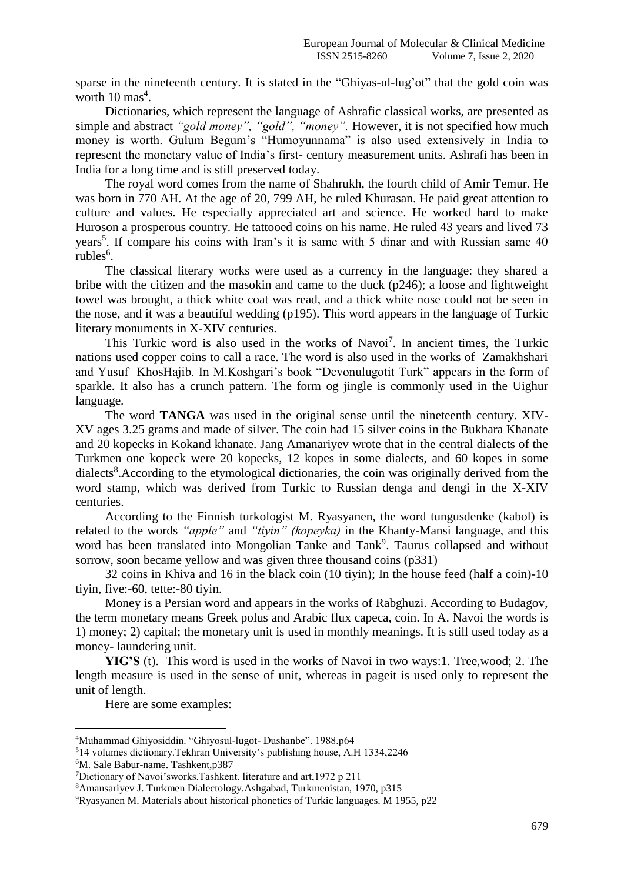sparse in the nineteenth century. It is stated in the "Ghiyas-ul-lug'ot" that the gold coin was worth 10 mas[4].

Dictionaries, which represent the language of Ashrafic classical works, are presented as simple and abstract *"gold money", "gold", "money".* However, it is not specified how much money is worth. Gulum Begum's "Humoyunnama" is also used extensively in India to represent the monetary value of India's first- century measurement units. Ashrafi has been in India for a long time and is still preserved today.

The royal word comes from the name of Shahrukh, the fourth child of Amir Temur. He was born in 770 AH. At the age of 20, 799 AH, he ruled Khurasan. He paid great attention to culture and values. He especially appreciated art and science. He worked hard to make Huroson a prosperous country. He tattooed coins on his name. He ruled 43 years and lived 73 years[5]. If compare his coins with Iran's it is same with 5 dinar and with Russian same 40 rubles[6].

The classical literary works were used as a currency in the language: they shared a bribe with the citizen and the masokin and came to the duck (p246); a loose and lightweight towel was brought, a thick white coat was read, and a thick white nose could not be seen in the nose, and it was a beautiful wedding (p195). This word appears in the language of Turkic literary monuments in X-XIV centuries.

This Turkic word is also used in the works of Navoi[7]. In ancient times, the Turkic nations used copper coins to call a race. The word is also used in the works of Zamakhshari and Yusuf KhosHajib. In M.Koshgari's book "Devonulugotit Turk" appears in the form of sparkle. It also has a crunch pattern. The form og jingle is commonly used in the Uighur language.

The word **TANGA** was used in the original sense until the nineteenth century. XIV-XV ages 3.25 grams and made of silver. The coin had 15 silver coins in the Bukhara Khanate and 20 kopecks in Kokand khanate. Jang Amanariyev wrote that in the central dialects of the Turkmen one kopeck were 20 kopecks, 12 kopes in some dialects, and 60 kopes in some dialects[8].According to the etymological dictionaries, the coin was originally derived from the word stamp, which was derived from Turkic to Russian denga and dengi in the X-XIV centuries.

According to the Finnish turkologist M. Ryasyanen, the word tungusdenke (kabol) is related to the words *"apple"* and *"tiyin" (kopeyka)* in the Khanty-Mansi language, and this word has been translated into Mongolian Tanke and Tank[9]. Taurus collapsed and without sorrow, soon became yellow and was given three thousand coins (p331)

32 coins in Khiva and 16 in the black coin (10 tiyin); In the house feed (half a coin)-10 tiyin, five:-60, tette:-80 tiyin.

Money is a Persian word and appears in the works of Rabghuzi. According to Budagov, the term monetary means Greek polus and Arabic flux capeca, coin. In A. Navoi the words is 1) money; 2) capital; the monetary unit is used in monthly meanings. It is still used today as a money- laundering unit.

**YIG'S** (t). This word is used in the works of Navoi in two ways:1. Tree,wood; 2. The length measure is used in the sense of unit, whereas in pageit is used only to represent the unit of length.

Here are some examples:

---

[4]Muhammad Ghiyosiddin. "Ghiyosul-lugot- Dushanbe". 1988.p64

[5]14 volumes dictionary.Tekhran University's publishing house, A.H 1334,2246

[6]M. Sale Babur-name. Tashkent,p387

[7]Dictionary of Navoi'sworks.Tashkent. literature and art,1972 p 211

[8]Amansariyev J. Turkmen Dialectology.Ashgabad, Turkmenistan, 1970, p315

[9]Ryasyanen M. Materials about historical phonetics of Turkic languages. M 1955, p22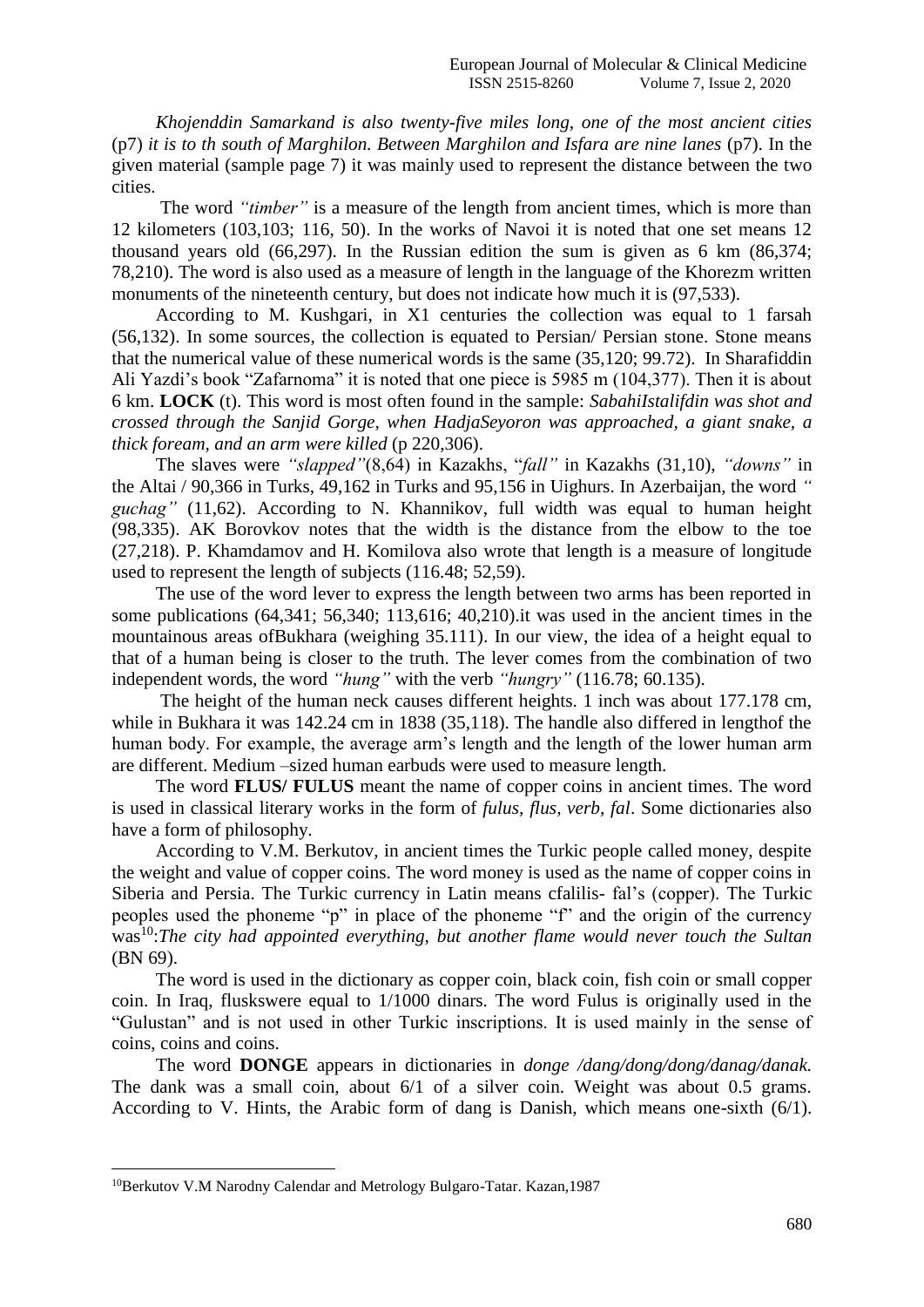*Khojenddin Samarkand is also twenty-five miles long, one of the most ancient cities* (p7) *it is to th south of Marghilon. Between Marghilon and Isfara are nine lanes* (p7). In the given material (sample page 7) it was mainly used to represent the distance between the two cities.

The word *"timber"* is a measure of the length from ancient times, which is more than 12 kilometers (103,103; 116, 50). In the works of Navoi it is noted that one set means 12 thousand years old (66,297). In the Russian edition the sum is given as 6 km (86,374; 78,210). The word is also used as a measure of length in the language of the Khorezm written monuments of the nineteenth century, but does not indicate how much it is (97,533).

According to M. Kushgari, in X1 centuries the collection was equal to 1 farsah (56,132). In some sources, the collection is equated to Persian/ Persian stone. Stone means that the numerical value of these numerical words is the same (35,120; 99.72). In Sharafiddin Ali Yazdi's book "Zafarnoma" it is noted that one piece is 5985 m (104,377). Then it is about 6 km. **LOCK** (t). This word is most often found in the sample: *SabahiIstalifdin was shot and crossed through the Sanjid Gorge, when HadjaSeyoron was approached, a giant snake, a thick foream, and an arm were killed* (p 220,306).

The slaves were *"slapped"*(8,64) in Kazakhs, "*fall"* in Kazakhs (31,10), *"downs"* in the Altai / 90,366 in Turks, 49,162 in Turks and 95,156 in Uighurs. In Azerbaijan, the word *" guchag"* (11,62). According to N. Khannikov, full width was equal to human height (98,335). AK Borovkov notes that the width is the distance from the elbow to the toe (27,218). P. Khamdamov and H. Komilova also wrote that length is a measure of longitude used to represent the length of subjects (116.48; 52,59).

The use of the word lever to express the length between two arms has been reported in some publications (64,341; 56,340; 113,616; 40,210).it was used in the ancient times in the mountainous areas ofBukhara (weighing 35.111). In our view, the idea of a height equal to that of a human being is closer to the truth. The lever comes from the combination of two independent words, the word *"hung"* with the verb *"hungry"* (116.78; 60.135).

The height of the human neck causes different heights. 1 inch was about 177.178 cm, while in Bukhara it was 142.24 cm in 1838 (35,118). The handle also differed in lengthof the human body. For example, the average arm's length and the length of the lower human arm are different. Medium –sized human earbuds were used to measure length.

The word **FLUS/ FULUS** meant the name of copper coins in ancient times. The word is used in classical literary works in the form of *fulus, flus, verb, fal*. Some dictionaries also have a form of philosophy.

According to V.M. Berkutov, in ancient times the Turkic people called money, despite the weight and value of copper coins. The word money is used as the name of copper coins in Siberia and Persia. The Turkic currency in Latin means cfalilis- fal's (copper). The Turkic peoples used the phoneme "p" in place of the phoneme "f" and the origin of the currency was[10]:*The city had appointed everything, but another flame would never touch the Sultan* (BN 69).

The word is used in the dictionary as copper coin, black coin, fish coin or small copper coin. In Iraq, fluskswere equal to 1/1000 dinars. The word Fulus is originally used in the "Gulustan" and is not used in other Turkic inscriptions. It is used mainly in the sense of coins, coins and coins.

The word **DONGE** appears in dictionaries in *donge /dang/dong/dong/danag/danak.* The dank was a small coin, about 6/1 of a silver coin. Weight was about 0.5 grams. According to V. Hints, the Arabic form of dang is Danish, which means one-sixth (6/1).

[10]Berkutov V.M Narodny Calendar and Metrology Bulgaro-Tatar. Kazan,1987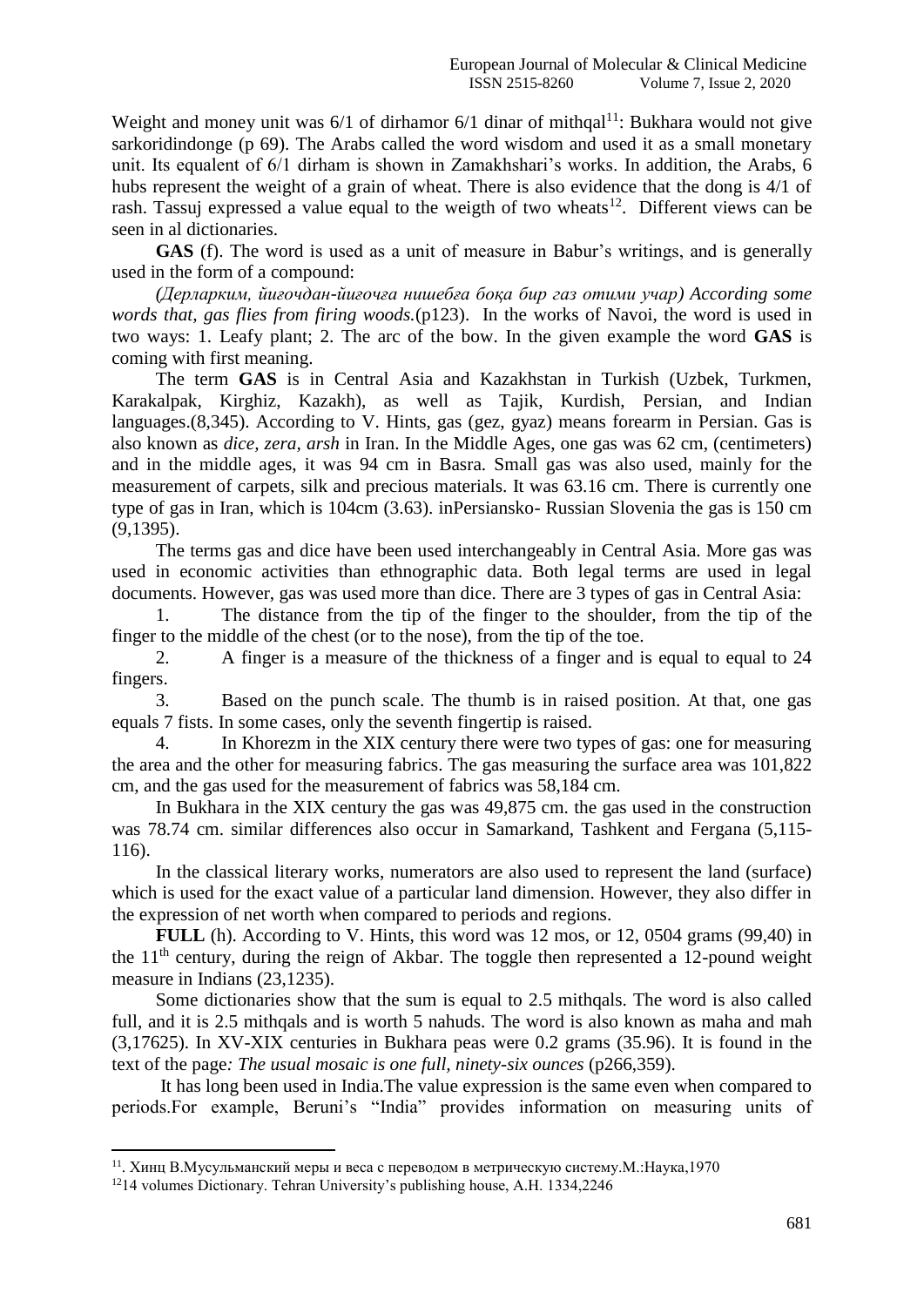Weight and money unit was 6/1 of dirhamor 6/1 dinar of mithqal[11]: Bukhara would not give sarkoridindonge (p 69). The Arabs called the word wisdom and used it as a small monetary unit. Its equalent of 6/1 dirham is shown in Zamakhshari's works. In addition, the Arabs, 6 hubs represent the weight of a grain of wheat. There is also evidence that the dong is 4/1 of rash. Tassuj expressed a value equal to the weigth of two wheats[12]. Different views can be seen in al dictionaries.

**GAS** (f). The word is used as a unit of measure in Babur's writings, and is generally used in the form of a compound:

*(Дерларким, йиғочдан-йиғочға нишебға боқа бир газ отими учар) According some words that, gas flies from firing woods.*(p123). In the works of Navoi, the word is used in two ways: 1. Leafy plant; 2. The arc of the bow. In the given example the word **GAS** is coming with first meaning.

The term **GAS** is in Central Asia and Kazakhstan in Turkish (Uzbek, Turkmen, Karakalpak, Kirghiz, Kazakh), as well as Tajik, Kurdish, Persian, and Indian languages.(8,345). According to V. Hints, gas (gez, gyaz) means forearm in Persian. Gas is also known as *dice, zera, arsh* in Iran. In the Middle Ages, one gas was 62 cm, (centimeters) and in the middle ages, it was 94 cm in Basra. Small gas was also used, mainly for the measurement of carpets, silk and precious materials. It was 63.16 cm. There is currently one type of gas in Iran, which is 104cm (3.63). inPersiansko- Russian Slovenia the gas is 150 cm (9,1395).

The terms gas and dice have been used interchangeably in Central Asia. More gas was used in economic activities than ethnographic data. Both legal terms are used in legal documents. However, gas was used more than dice. There are 3 types of gas in Central Asia:

1. The distance from the tip of the finger to the shoulder, from the tip of the finger to the middle of the chest (or to the nose), from the tip of the toe.
2. A finger is a measure of the thickness of a finger and is equal to equal to 24 fingers.
3. Based on the punch scale. The thumb is in raised position. At that, one gas equals 7 fists. In some cases, only the seventh fingertip is raised.
4. In Khorezm in the XIX century there were two types of gas: one for measuring the area and the other for measuring fabrics. The gas measuring the surface area was 101,822 cm, and the gas used for the measurement of fabrics was 58,184 cm.

In Bukhara in the XIX century the gas was 49,875 cm. the gas used in the construction was 78.74 cm. similar differences also occur in Samarkand, Tashkent and Fergana (5,115-116).

In the classical literary works, numerators are also used to represent the land (surface) which is used for the exact value of a particular land dimension. However, they also differ in the expression of net worth when compared to periods and regions.

**FULL** (h). According to V. Hints, this word was 12 mos, or 12, 0504 grams (99,40) in the 11[th] century, during the reign of Akbar. The toggle then represented a 12-pound weight measure in Indians (23,1235).

Some dictionaries show that the sum is equal to 2.5 mithqals. The word is also called full, and it is 2.5 mithqals and is worth 5 nahuds. The word is also known as maha and mah (3,17625). In XV-XIX centuries in Bukhara peas were 0.2 grams (35.96). It is found in the text of the page*: The usual mosaic is one full, ninety-six ounces* (p266,359).

It has long been used in India.The value expression is the same even when compared to periods.For example, Beruni's "India" provides information on measuring units of

---

[11]. Хинц В.Мусульманский меры и веса с переводом в метрическую систему.М.:Наука,1970

[12]14 volumes Dictionary. Tehran University's publishing house, A.H. 1334,2246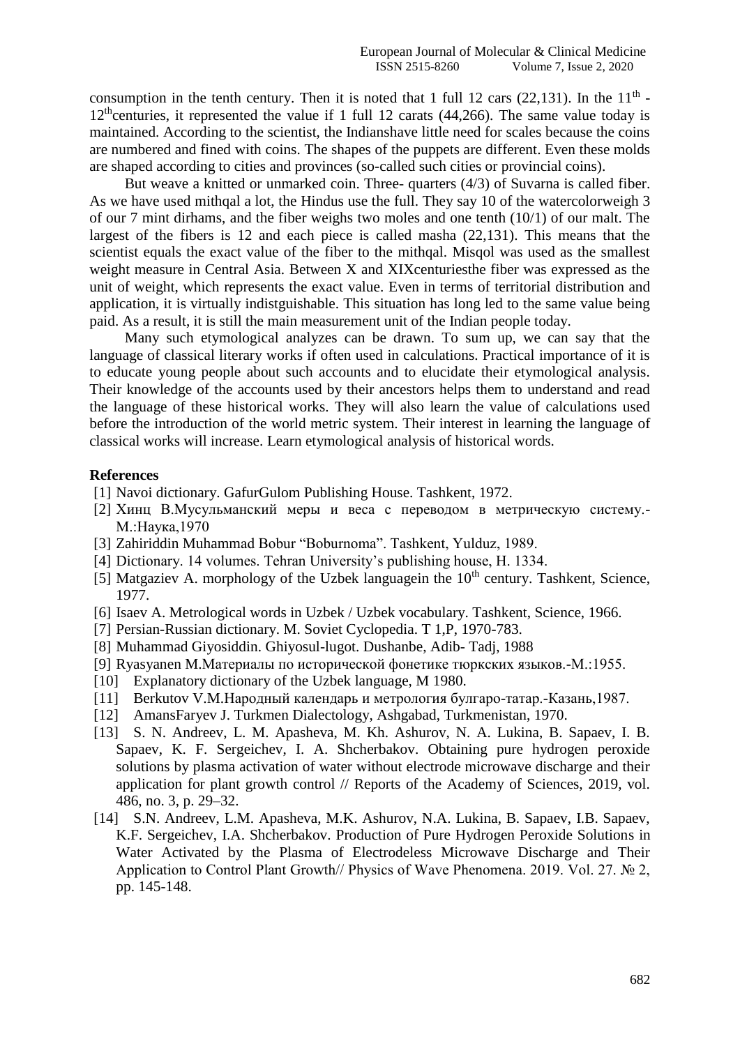consumption in the tenth century. Then it is noted that 1 full 12 cars (22,131). In the $11^{th}$ - $12^{th}$centuries, it represented the value if 1 full 12 carats (44,266). The same value today is maintained. According to the scientist, the Indianshave little need for scales because the coins are numbered and fined with coins. The shapes of the puppets are different. Even these molds are shaped according to cities and provinces (so-called such cities or provincial coins).

But weave a knitted or unmarked coin. Three- quarters (4/3) of Suvarna is called fiber. As we have used mithqal a lot, the Hindus use the full. They say 10 of the watercolorweigh 3 of our 7 mint dirhams, and the fiber weighs two moles and one tenth (10/1) of our malt. The largest of the fibers is 12 and each piece is called masha (22,131). This means that the scientist equals the exact value of the fiber to the mithqal. Misqol was used as the smallest weight measure in Central Asia. Between X and XIXcenturiesthe fiber was expressed as the unit of weight, which represents the exact value. Even in terms of territorial distribution and application, it is virtually indistguishable. This situation has long led to the same value being paid. As a result, it is still the main measurement unit of the Indian people today.

Many such etymological analyzes can be drawn. To sum up, we can say that the language of classical literary works if often used in calculations. Practical importance of it is to educate young people about such accounts and to elucidate their etymological analysis. Their knowledge of the accounts used by their ancestors helps them to understand and read the language of these historical works. They will also learn the value of calculations used before the introduction of the world metric system. Their interest in learning the language of classical works will increase. Learn etymological analysis of historical words.

## References

[1] Navoi dictionary. GafurGulom Publishing House. Tashkent, 1972.

[2] Хинц В.Мусульманский меры и веса с переводом в метрическую систему.-М.:Наука,1970

[3] Zahiriddin Muhammad Bobur "Boburnoma". Tashkent, Yulduz, 1989.

[4] Dictionary. 14 volumes. Tehran University's publishing house, H. 1334.

[5] Matgaziev A. morphology of the Uzbek languagein the $10^{th}$ century. Tashkent, Science, 1977.

[6] Isaev A. Metrological words in Uzbek / Uzbek vocabulary. Tashkent, Science, 1966.

[7] Persian-Russian dictionary. M. Soviet Cyclopedia. T 1,P, 1970-783.

[8] Muhammad Giyosiddin. Ghiyosul-lugot. Dushanbe, Adib- Tadj, 1988

[9] Ryasyanen M.Материалы по исторической фонетике тюркских языков.-М.:1955.

[10] Explanatory dictionary of the Uzbek language, M 1980.

[11] Berkutov V.M.Народный календарь и метрология булгаро-татар.-Казань,1987.

[12] AmansFaryev J. Turkmen Dialectology, Ashgabad, Turkmenistan, 1970.

[13] S. N. Andreev, L. M. Apasheva, M. Kh. Ashurov, N. A. Lukina, B. Sapaev, I. B. Sapaev, K. F. Sergeichev, I. A. Shcherbakov. Obtaining pure hydrogen peroxide solutions by plasma activation of water without electrode microwave discharge and their application for plant growth control // Reports of the Academy of Sciences, 2019, vol. 486, no. 3, p. 29–32.

[14] S.N. Andreev, L.M. Apasheva, M.K. Ashurov, N.A. Lukina, B. Sapaev, I.B. Sapaev, K.F. Sergeichev, I.A. Shcherbakov. Production of Pure Hydrogen Peroxide Solutions in Water Activated by the Plasma of Electrodeless Microwave Discharge and Their Application to Control Plant Growth// Physics of Wave Phenomena. 2019. Vol. 27. № 2, pp. 145-148.